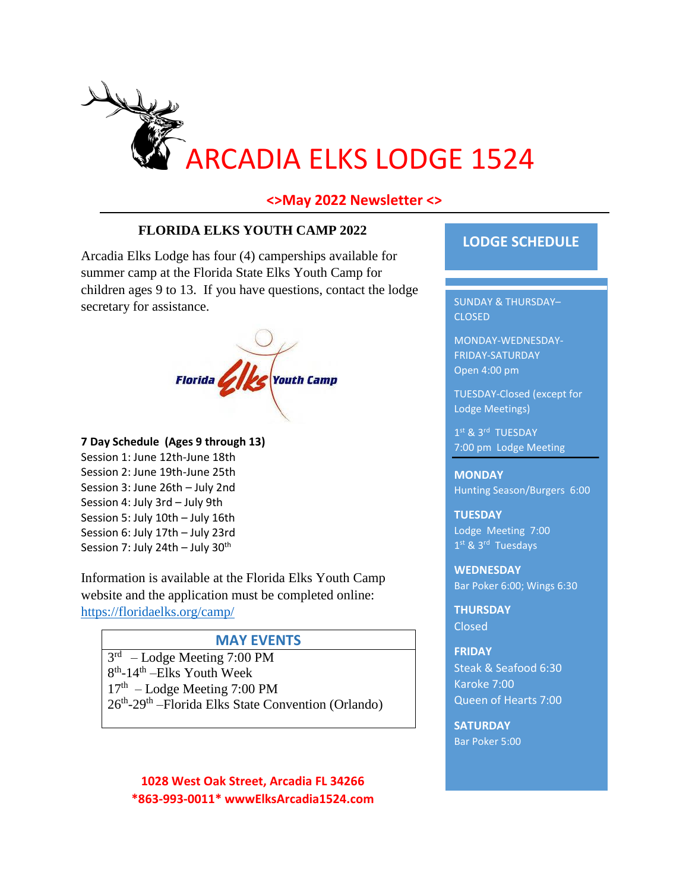# ARCADIA ELKS LODGE 1524

## <>May 2022 Newsletter <>

### FLORIDA ELKS YOUTH CAMP 2022

Arcadia Elks Lodge has four (4) camperships available for summer camp at the Florida State Elks Youth Camp for children ages 9 to 13. If you have questions, contact the lodge secretary for assistance.

Florida Elks Youth Camp

**7 Day Schedule (Ages 9 through 13)**

Session 1: June 12th-June 18th
Session 2: June 19th-June 25th
Session 3: June 26th – July 2nd
Session 4: July 3rd – July 9th
Session 5: July 10th – July 16th
Session 6: July 17th – July 23rd
Session 7: July 24th – July 30th

Information is available at the Florida Elks Youth Camp website and the application must be completed online: https://floridaelks.org/camp/

| MAY EVENTS |
| --- |
| 3rd – Lodge Meeting 7:00 PM |
| 8th-14th –Elks Youth Week |
| 17th – Lodge Meeting 7:00 PM |
| 26th-29th –Florida Elks State Convention (Orlando) |

**1028 West Oak Street, Arcadia FL 34266**
**\*863-993-0011\* wwwElksArcadia1524.com**

## LODGE SCHEDULE

SUNDAY & THURSDAY– CLOSED

MONDAY-WEDNESDAY-FRIDAY-SATURDAY
Open 4:00 pm

TUESDAY-Closed (except for Lodge Meetings)

1st & 3rd TUESDAY
7:00 pm Lodge Meeting

**MONDAY**
Hunting Season/Burgers 6:00

**TUESDAY**
Lodge Meeting 7:00
1st & 3rd Tuesdays

**WEDNESDAY**
Bar Poker 6:00; Wings 6:30

**THURSDAY**
Closed

**FRIDAY**
Steak & Seafood 6:30
Karoke 7:00
Queen of Hearts 7:00

**SATURDAY**
Bar Poker 5:00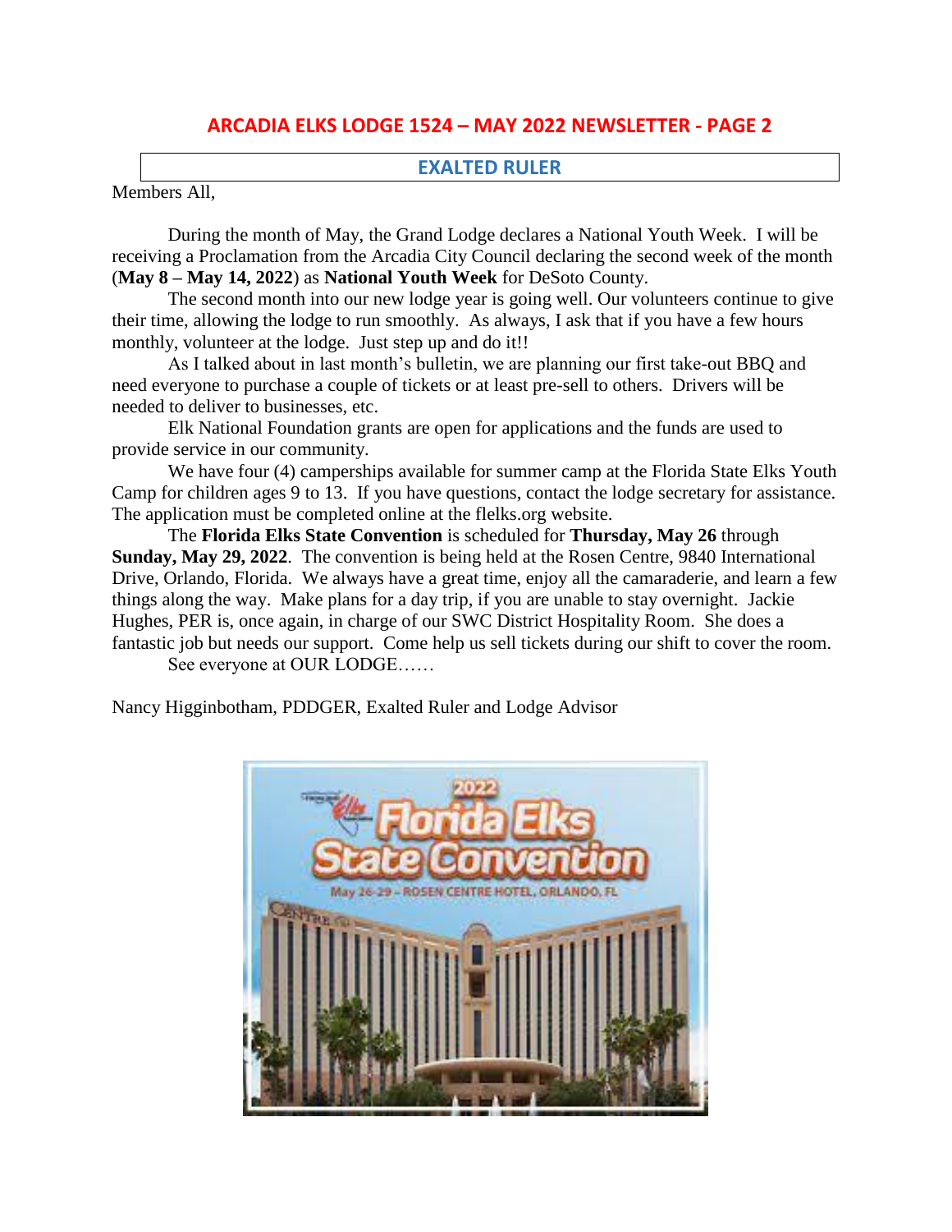# ARCADIA ELKS LODGE 1524 – MAY 2022 NEWSLETTER - PAGE 2

## EXALTED RULER

Members All,

During the month of May, the Grand Lodge declares a National Youth Week. I will be receiving a Proclamation from the Arcadia City Council declaring the second week of the month (**May 8 – May 14, 2022**) as **National Youth Week** for DeSoto County.

The second month into our new lodge year is going well. Our volunteers continue to give their time, allowing the lodge to run smoothly. As always, I ask that if you have a few hours monthly, volunteer at the lodge. Just step up and do it!!

As I talked about in last month's bulletin, we are planning our first take-out BBQ and need everyone to purchase a couple of tickets or at least pre-sell to others. Drivers will be needed to deliver to businesses, etc.

Elk National Foundation grants are open for applications and the funds are used to provide service in our community.

We have four (4) camperships available for summer camp at the Florida State Elks Youth Camp for children ages 9 to 13. If you have questions, contact the lodge secretary for assistance. The application must be completed online at the flelks.org website.

The **Florida Elks State Convention** is scheduled for **Thursday, May 26** through **Sunday, May 29, 2022**. The convention is being held at the Rosen Centre, 9840 International Drive, Orlando, Florida. We always have a great time, enjoy all the camaraderie, and learn a few things along the way. Make plans for a day trip, if you are unable to stay overnight. Jackie Hughes, PER is, once again, in charge of our SWC District Hospitality Room. She does a fantastic job but needs our support. Come help us sell tickets during our shift to cover the room.

See everyone at OUR LODGE……

Nancy Higginbotham, PDDGER, Exalted Ruler and Lodge Advisor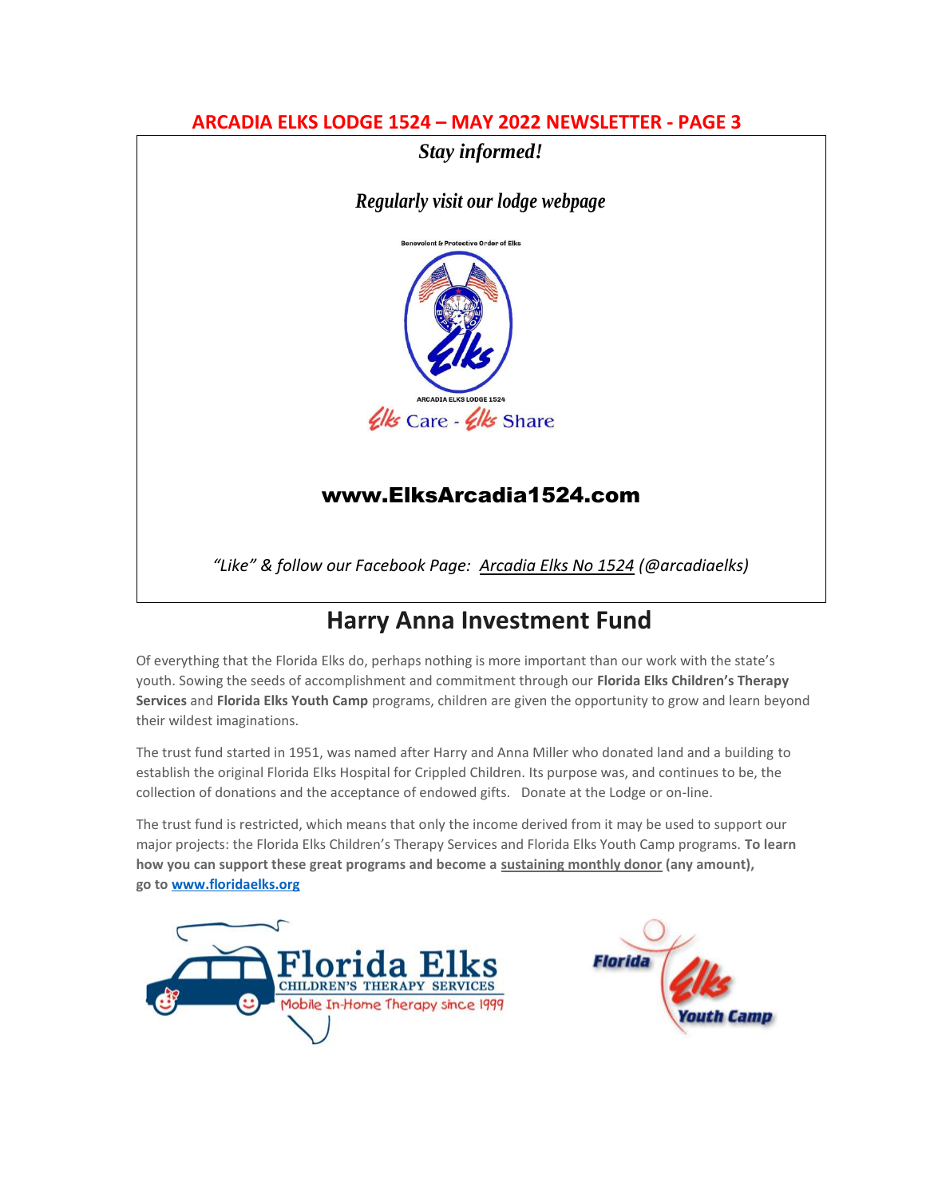# ARCADIA ELKS LODGE 1524 – MAY 2022 NEWSLETTER - PAGE 3

***Stay informed!***

***Regularly visit our lodge webpage***

Benevolent & Protective Order of Elks

ARCADIA ELKS LODGE 1524

Elks Care - Elks Share

**www.ElksArcadia1524.com**

*"Like" & follow our Facebook Page: Arcadia Elks No 1524 (@arcadiaelks)*

## Harry Anna Investment Fund

Of everything that the Florida Elks do, perhaps nothing is more important than our work with the state's youth. Sowing the seeds of accomplishment and commitment through our **Florida Elks Children's Therapy Services** and **Florida Elks Youth Camp** programs, children are given the opportunity to grow and learn beyond their wildest imaginations.

The trust fund started in 1951, was named after Harry and Anna Miller who donated land and a building to establish the original Florida Elks Hospital for Crippled Children. Its purpose was, and continues to be, the collection of donations and the acceptance of endowed gifts. Donate at the Lodge or on-line.

The trust fund is restricted, which means that only the income derived from it may be used to support our major projects: the Florida Elks Children's Therapy Services and Florida Elks Youth Camp programs. **To learn how you can support these great programs and become a sustaining monthly donor (any amount), go to www.floridaelks.org**

Florida Elks CHILDREN'S THERAPY SERVICES Mobile In-Home Therapy since 1999

Florida Elks Youth Camp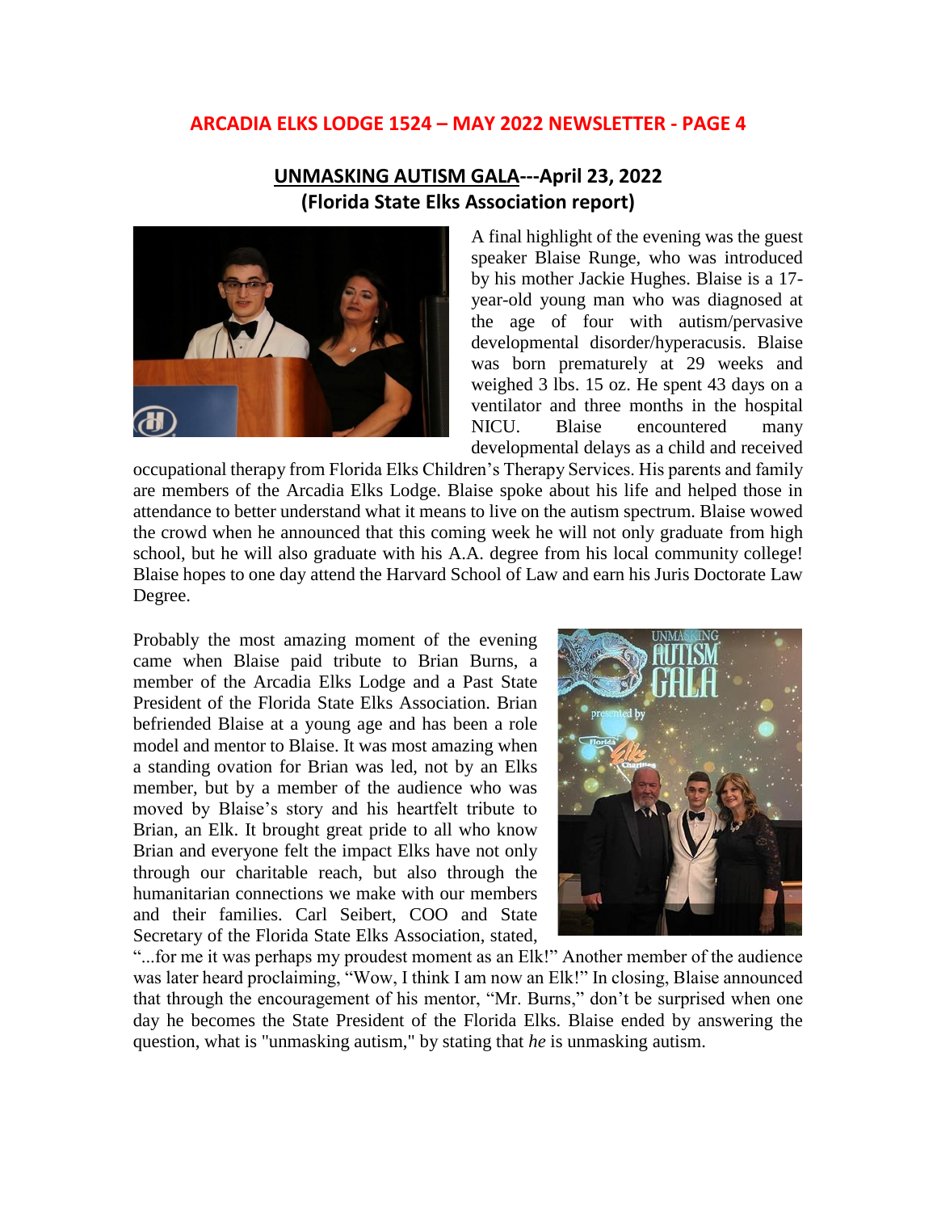## UNMASKING AUTISM GALA---April 23, 2022
### (Florida State Elks Association report)

A final highlight of the evening was the guest speaker Blaise Runge, who was introduced by his mother Jackie Hughes. Blaise is a 17-year-old young man who was diagnosed at the age of four with autism/pervasive developmental disorder/hyperacusis. Blaise was born prematurely at 29 weeks and weighed 3 lbs. 15 oz. He spent 43 days on a ventilator and three months in the hospital NICU. Blaise encountered many developmental delays as a child and received occupational therapy from Florida Elks Children's Therapy Services. His parents and family are members of the Arcadia Elks Lodge. Blaise spoke about his life and helped those in attendance to better understand what it means to live on the autism spectrum. Blaise wowed the crowd when he announced that this coming week he will not only graduate from high school, but he will also graduate with his A.A. degree from his local community college! Blaise hopes to one day attend the Harvard School of Law and earn his Juris Doctorate Law Degree.

Probably the most amazing moment of the evening came when Blaise paid tribute to Brian Burns, a member of the Arcadia Elks Lodge and a Past State President of the Florida State Elks Association. Brian befriended Blaise at a young age and has been a role model and mentor to Blaise. It was most amazing when a standing ovation for Brian was led, not by an Elks member, but by a member of the audience who was moved by Blaise's story and his heartfelt tribute to Brian, an Elk. It brought great pride to all who know Brian and everyone felt the impact Elks have not only through our charitable reach, but also through the humanitarian connections we make with our members and their families. Carl Seibert, COO and State Secretary of the Florida State Elks Association, stated, "...for me it was perhaps my proudest moment as an Elk!" Another member of the audience was later heard proclaiming, "Wow, I think I am now an Elk!" In closing, Blaise announced that through the encouragement of his mentor, "Mr. Burns," don't be surprised when one day he becomes the State President of the Florida Elks. Blaise ended by answering the question, what is "unmasking autism," by stating that *he* is unmasking autism.